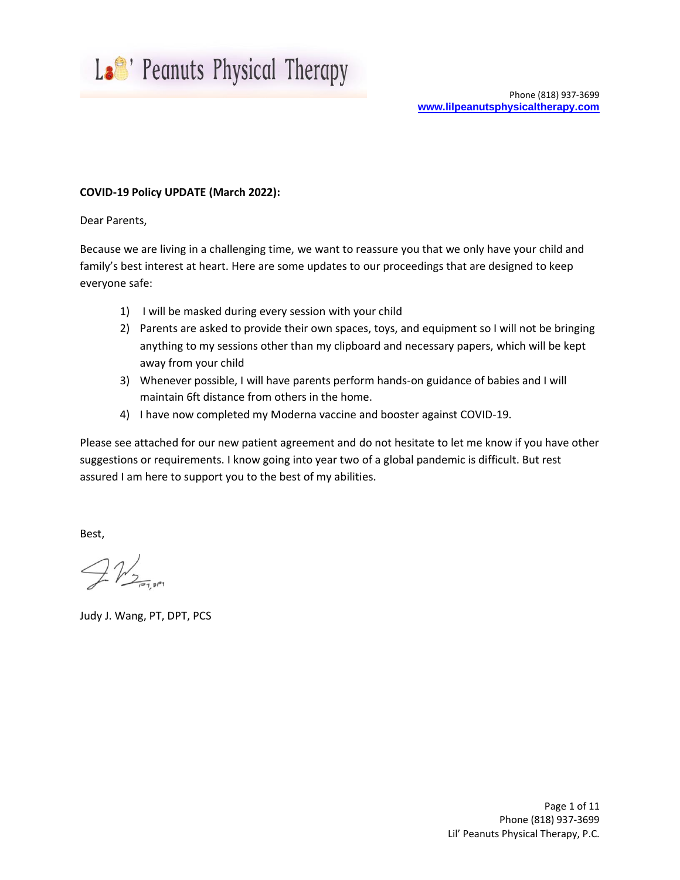# Lil' Peanuts Physical Therapy

Phone (818) 937-3699
www.lilpeanutsphysicaltherapy.com

**COVID-19 Policy UPDATE (March 2022):**

Dear Parents,

Because we are living in a challenging time, we want to reassure you that we only have your child and family's best interest at heart. Here are some updates to our proceedings that are designed to keep everyone safe:

1) I will be masked during every session with your child
2) Parents are asked to provide their own spaces, toys, and equipment so I will not be bringing anything to my sessions other than my clipboard and necessary papers, which will be kept away from your child
3) Whenever possible, I will have parents perform hands-on guidance of babies and I will maintain 6ft distance from others in the home.
4) I have now completed my Moderna vaccine and booster against COVID-19.

Please see attached for our new patient agreement and do not hesitate to let me know if you have other suggestions or requirements. I know going into year two of a global pandemic is difficult. But rest assured I am here to support you to the best of my abilities.

Best,

Judy J. Wang, PT, DPT, PCS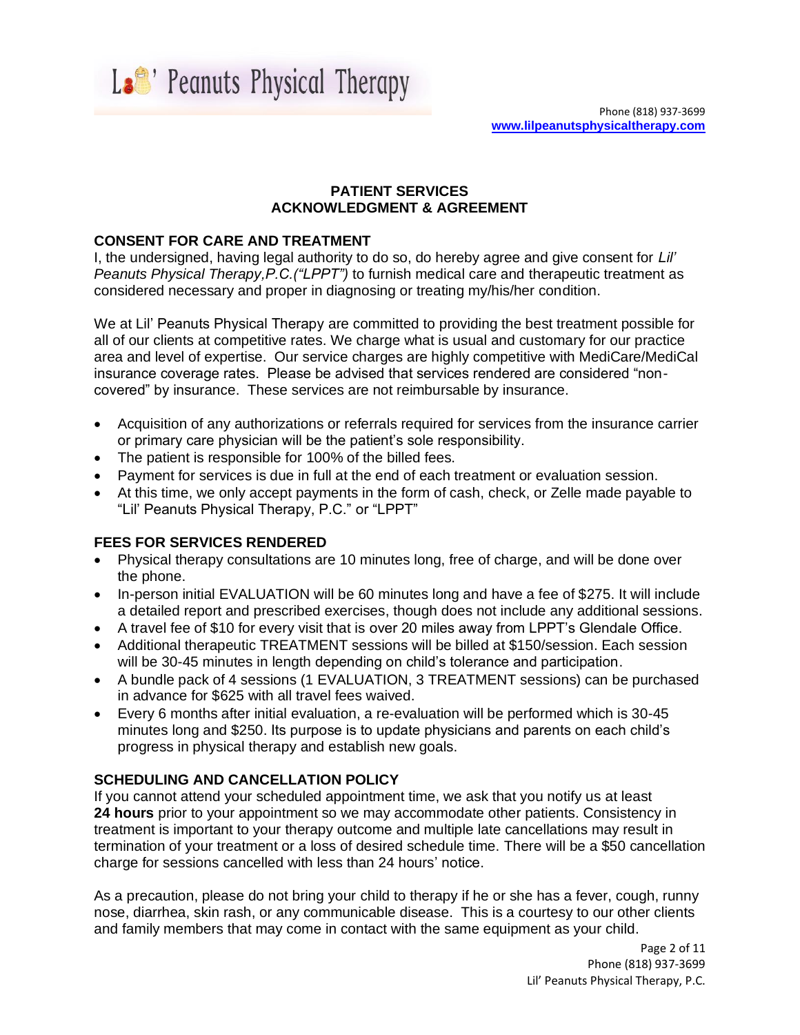# PATIENT SERVICES ACKNOWLEDGMENT & AGREEMENT

## CONSENT FOR CARE AND TREATMENT

I, the undersigned, having legal authority to do so, do hereby agree and give consent for *Lil' Peanuts Physical Therapy,P.C.("LPPT")* to furnish medical care and therapeutic treatment as considered necessary and proper in diagnosing or treating my/his/her condition.

We at Lil' Peanuts Physical Therapy are committed to providing the best treatment possible for all of our clients at competitive rates. We charge what is usual and customary for our practice area and level of expertise. Our service charges are highly competitive with MediCare/MediCal insurance coverage rates. Please be advised that services rendered are considered "non-covered" by insurance. These services are not reimbursable by insurance.

- Acquisition of any authorizations or referrals required for services from the insurance carrier or primary care physician will be the patient's sole responsibility.
- The patient is responsible for 100% of the billed fees.
- Payment for services is due in full at the end of each treatment or evaluation session.
- At this time, we only accept payments in the form of cash, check, or Zelle made payable to "Lil' Peanuts Physical Therapy, P.C." or "LPPT"

## FEES FOR SERVICES RENDERED

- Physical therapy consultations are 10 minutes long, free of charge, and will be done over the phone.
- In-person initial EVALUATION will be 60 minutes long and have a fee of $275. It will include a detailed report and prescribed exercises, though does not include any additional sessions.
- A travel fee of $10 for every visit that is over 20 miles away from LPPT's Glendale Office.
- Additional therapeutic TREATMENT sessions will be billed at $150/session. Each session will be 30-45 minutes in length depending on child's tolerance and participation.
- A bundle pack of 4 sessions (1 EVALUATION, 3 TREATMENT sessions) can be purchased in advance for $625 with all travel fees waived.
- Every 6 months after initial evaluation, a re-evaluation will be performed which is 30-45 minutes long and $250. Its purpose is to update physicians and parents on each child's progress in physical therapy and establish new goals.

## SCHEDULING AND CANCELLATION POLICY

If you cannot attend your scheduled appointment time, we ask that you notify us at least **24 hours** prior to your appointment so we may accommodate other patients. Consistency in treatment is important to your therapy outcome and multiple late cancellations may result in termination of your treatment or a loss of desired schedule time. There will be a $50 cancellation charge for sessions cancelled with less than 24 hours' notice.

As a precaution, please do not bring your child to therapy if he or she has a fever, cough, runny nose, diarrhea, skin rash, or any communicable disease. This is a courtesy to our other clients and family members that may come in contact with the same equipment as your child.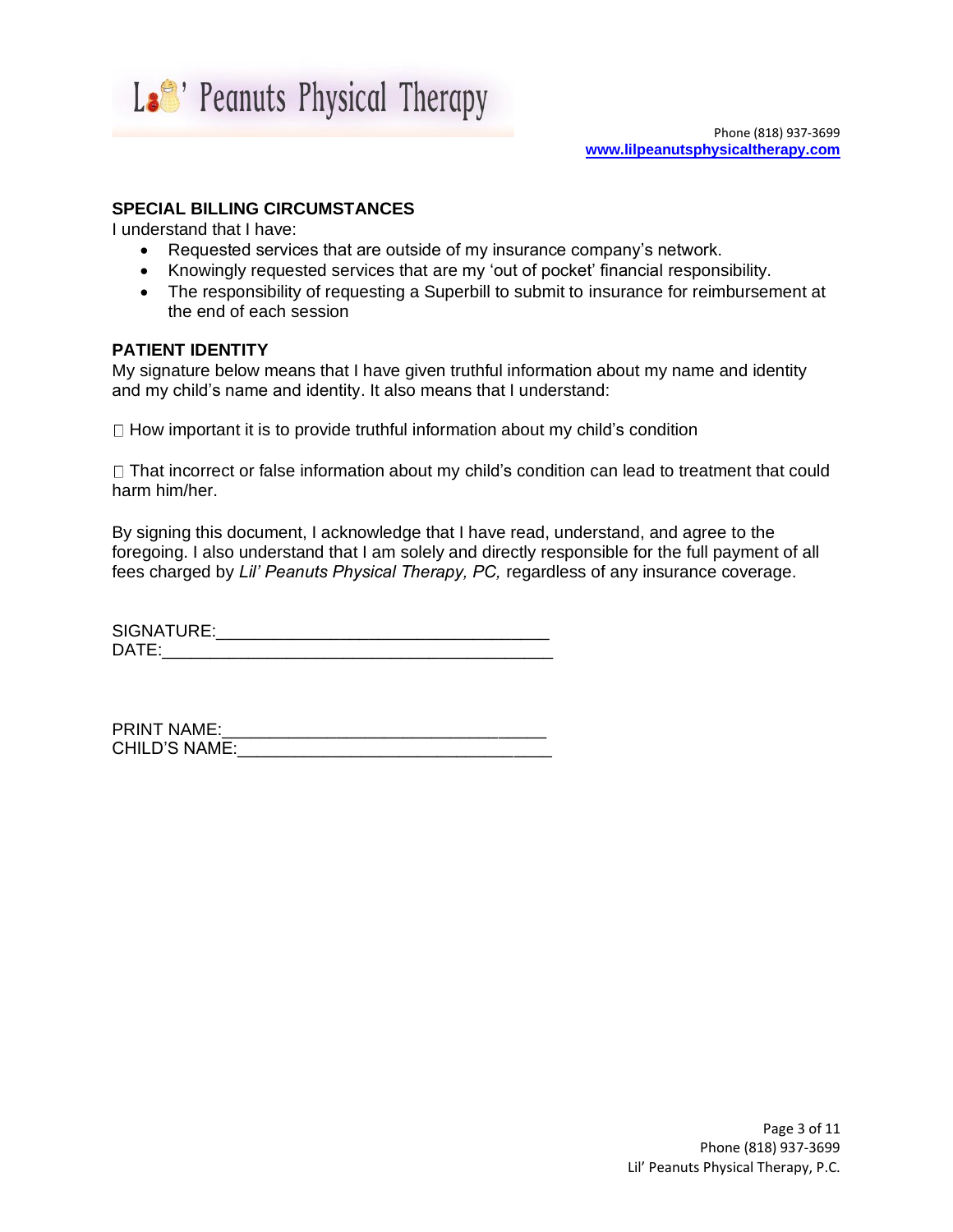## SPECIAL BILLING CIRCUMSTANCES

I understand that I have:

- Requested services that are outside of my insurance company's network.
- Knowingly requested services that are my 'out of pocket' financial responsibility.
- The responsibility of requesting a Superbill to submit to insurance for reimbursement at the end of each session

## PATIENT IDENTITY

My signature below means that I have given truthful information about my name and identity and my child's name and identity. It also means that I understand:

☐ How important it is to provide truthful information about my child's condition

☐ That incorrect or false information about my child's condition can lead to treatment that could harm him/her.

By signing this document, I acknowledge that I have read, understand, and agree to the foregoing. I also understand that I am solely and directly responsible for the full payment of all fees charged by *Lil' Peanuts Physical Therapy, PC,* regardless of any insurance coverage.

SIGNATURE:___________________________________
DATE:_________________________________________

PRINT NAME:_________________________________
CHILD'S NAME:_______________________________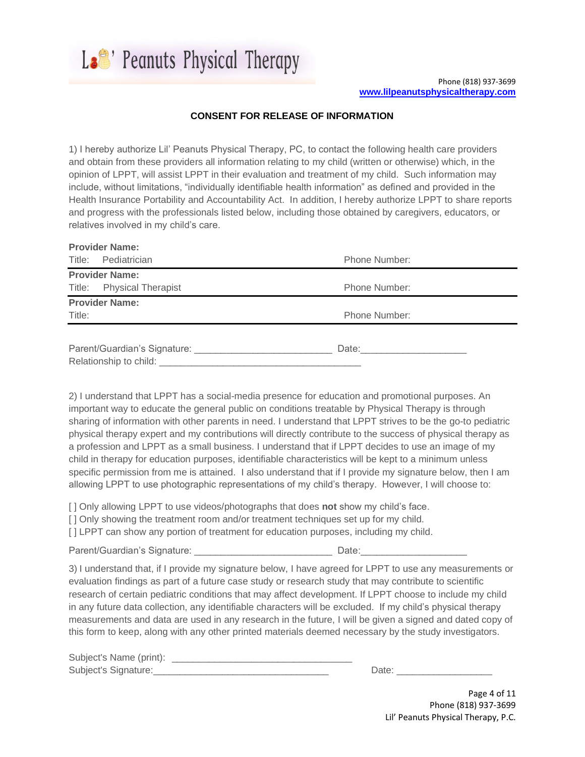Lil' Peanuts Physical Therapy

Phone (818) 937-3699
www.lilpeanutsphysicaltherapy.com

**CONSENT FOR RELEASE OF INFORMATION**

1) I hereby authorize Lil' Peanuts Physical Therapy, PC, to contact the following health care providers and obtain from these providers all information relating to my child (written or otherwise) which, in the opinion of LPPT, will assist LPPT in their evaluation and treatment of my child. Such information may include, without limitations, "individually identifiable health information" as defined and provided in the Health Insurance Portability and Accountability Act. In addition, I hereby authorize LPPT to share reports and progress with the professionals listed below, including those obtained by caregivers, educators, or relatives involved in my child's care.

**Provider Name:**
Title: Pediatrician — Phone Number:

**Provider Name:**
Title: Physical Therapist — Phone Number:

**Provider Name:**
Title: — Phone Number:

Parent/Guardian's Signature: _________________________ Date:___________________
Relationship to child: _____________________________________

2) I understand that LPPT has a social-media presence for education and promotional purposes. An important way to educate the general public on conditions treatable by Physical Therapy is through sharing of information with other parents in need. I understand that LPPT strives to be the go-to pediatric physical therapy expert and my contributions will directly contribute to the success of physical therapy as a profession and LPPT as a small business. I understand that if LPPT decides to use an image of my child in therapy for education purposes, identifiable characteristics will be kept to a minimum unless specific permission from me is attained. I also understand that if I provide my signature below, then I am allowing LPPT to use photographic representations of my child's therapy. However, I will choose to:

[ ] Only allowing LPPT to use videos/photographs that does **not** show my child's face.
[ ] Only showing the treatment room and/or treatment techniques set up for my child.
[ ] LPPT can show any portion of treatment for education purposes, including my child.

Parent/Guardian's Signature: _________________________ Date:___________________

3) I understand that, if I provide my signature below, I have agreed for LPPT to use any measurements or evaluation findings as part of a future case study or research study that may contribute to scientific research of certain pediatric conditions that may affect development. If LPPT choose to include my child in any future data collection, any identifiable characters will be excluded. If my child's physical therapy measurements and data are used in any research in the future, I will be given a signed and dated copy of this form to keep, along with any other printed materials deemed necessary by the study investigators.

Subject's Name (print): ________________________________
Subject's Signature:________________________________ Date: __________________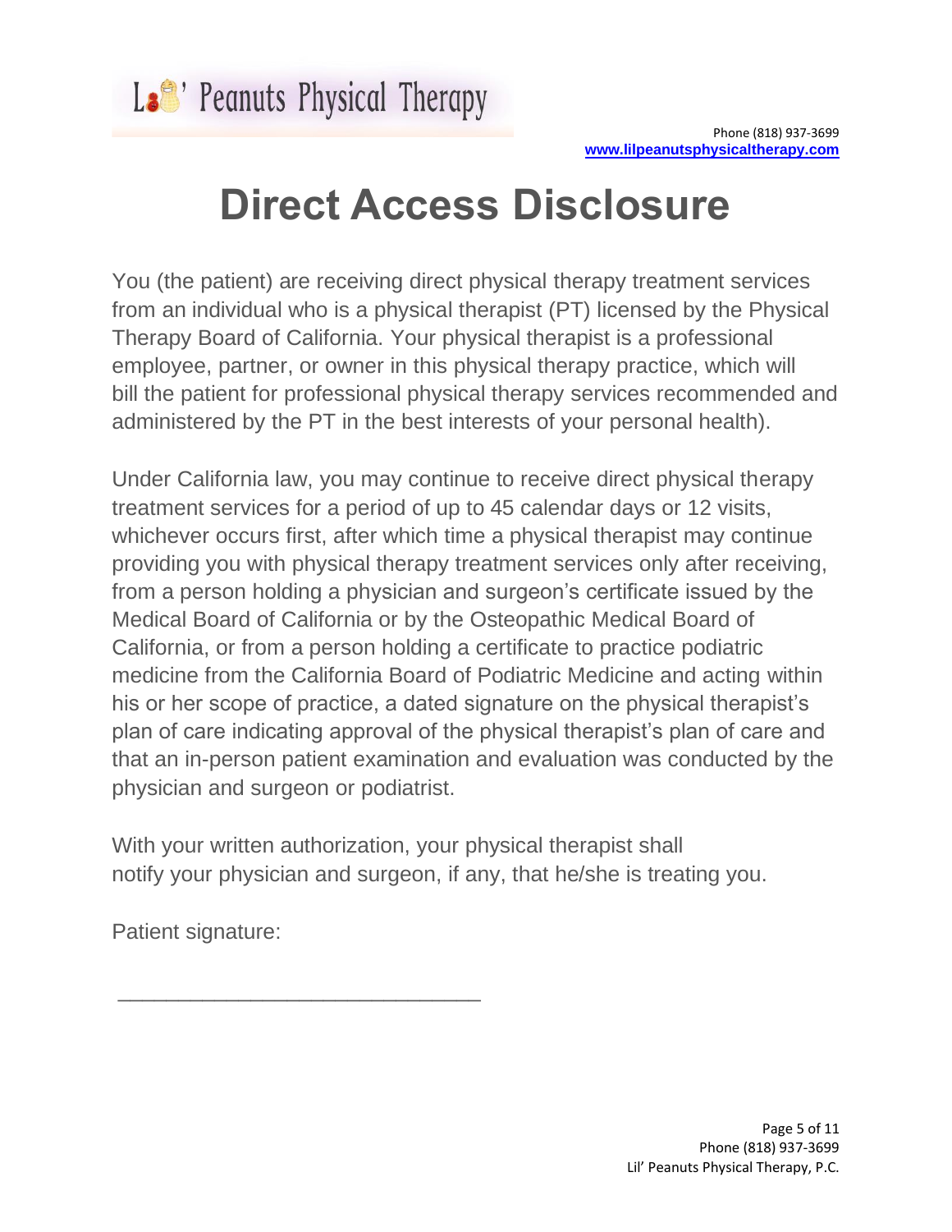# Direct Access Disclosure

You (the patient) are receiving direct physical therapy treatment services from an individual who is a physical therapist (PT) licensed by the Physical Therapy Board of California. Your physical therapist is a professional employee, partner, or owner in this physical therapy practice, which will bill the patient for professional physical therapy services recommended and administered by the PT in the best interests of your personal health).

Under California law, you may continue to receive direct physical therapy treatment services for a period of up to 45 calendar days or 12 visits, whichever occurs first, after which time a physical therapist may continue providing you with physical therapy treatment services only after receiving, from a person holding a physician and surgeon's certificate issued by the Medical Board of California or by the Osteopathic Medical Board of California, or from a person holding a certificate to practice podiatric medicine from the California Board of Podiatric Medicine and acting within his or her scope of practice, a dated signature on the physical therapist's plan of care indicating approval of the physical therapist's plan of care and that an in-person patient examination and evaluation was conducted by the physician and surgeon or podiatrist.

With your written authorization, your physical therapist shall notify your physician and surgeon, if any, that he/she is treating you.

Patient signature:

_______________________________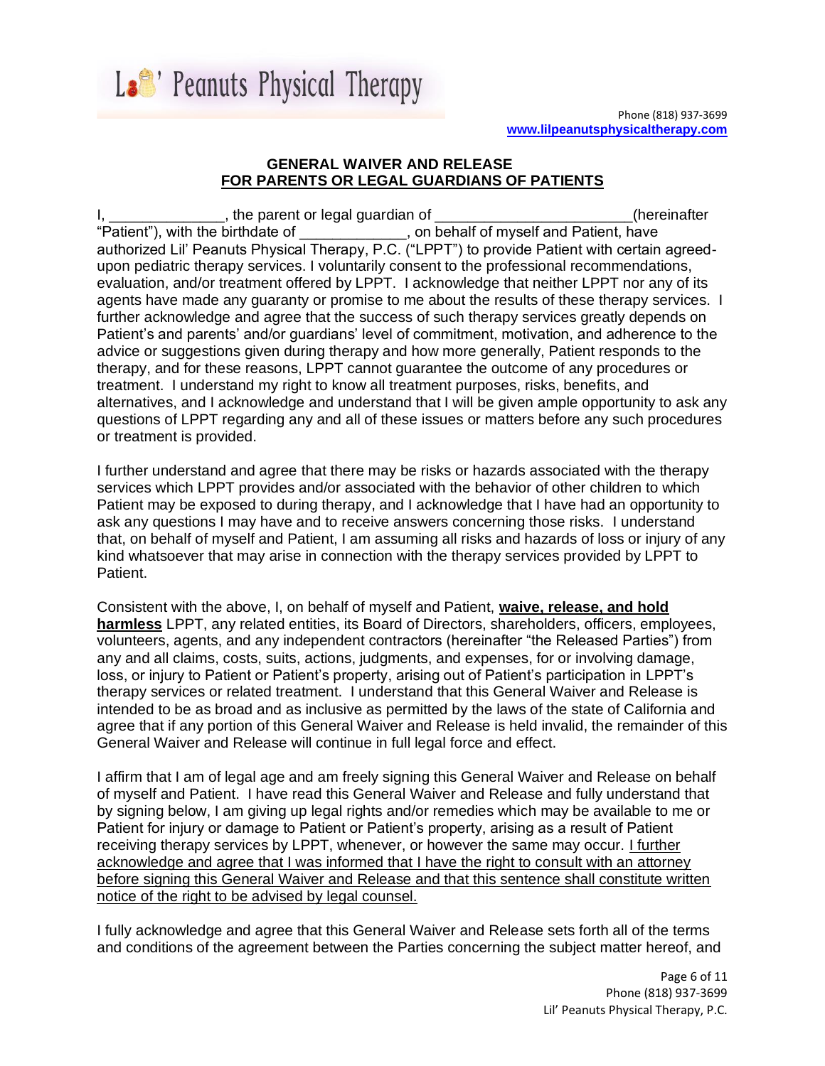Lil' Peanuts Physical Therapy

Phone (818) 937-3699
www.lilpeanutsphysicaltherapy.com

**GENERAL WAIVER AND RELEASE**
**FOR PARENTS OR LEGAL GUARDIANS OF PATIENTS**

I, ______________, the parent or legal guardian of _______________________(hereinafter "Patient"), with the birthdate of _____________, on behalf of myself and Patient, have authorized Lil' Peanuts Physical Therapy, P.C. ("LPPT") to provide Patient with certain agreed-upon pediatric therapy services. I voluntarily consent to the professional recommendations, evaluation, and/or treatment offered by LPPT. I acknowledge that neither LPPT nor any of its agents have made any guaranty or promise to me about the results of these therapy services. I further acknowledge and agree that the success of such therapy services greatly depends on Patient's and parents' and/or guardians' level of commitment, motivation, and adherence to the advice or suggestions given during therapy and how more generally, Patient responds to the therapy, and for these reasons, LPPT cannot guarantee the outcome of any procedures or treatment. I understand my right to know all treatment purposes, risks, benefits, and alternatives, and I acknowledge and understand that I will be given ample opportunity to ask any questions of LPPT regarding any and all of these issues or matters before any such procedures or treatment is provided.

I further understand and agree that there may be risks or hazards associated with the therapy services which LPPT provides and/or associated with the behavior of other children to which Patient may be exposed to during therapy, and I acknowledge that I have had an opportunity to ask any questions I may have and to receive answers concerning those risks. I understand that, on behalf of myself and Patient, I am assuming all risks and hazards of loss or injury of any kind whatsoever that may arise in connection with the therapy services provided by LPPT to Patient.

Consistent with the above, I, on behalf of myself and Patient, **waive, release, and hold harmless** LPPT, any related entities, its Board of Directors, shareholders, officers, employees, volunteers, agents, and any independent contractors (hereinafter "the Released Parties") from any and all claims, costs, suits, actions, judgments, and expenses, for or involving damage, loss, or injury to Patient or Patient's property, arising out of Patient's participation in LPPT's therapy services or related treatment. I understand that this General Waiver and Release is intended to be as broad and as inclusive as permitted by the laws of the state of California and agree that if any portion of this General Waiver and Release is held invalid, the remainder of this General Waiver and Release will continue in full legal force and effect.

I affirm that I am of legal age and am freely signing this General Waiver and Release on behalf of myself and Patient. I have read this General Waiver and Release and fully understand that by signing below, I am giving up legal rights and/or remedies which may be available to me or Patient for injury or damage to Patient or Patient's property, arising as a result of Patient receiving therapy services by LPPT, whenever, or however the same may occur. I further acknowledge and agree that I was informed that I have the right to consult with an attorney before signing this General Waiver and Release and that this sentence shall constitute written notice of the right to be advised by legal counsel.

I fully acknowledge and agree that this General Waiver and Release sets forth all of the terms and conditions of the agreement between the Parties concerning the subject matter hereof, and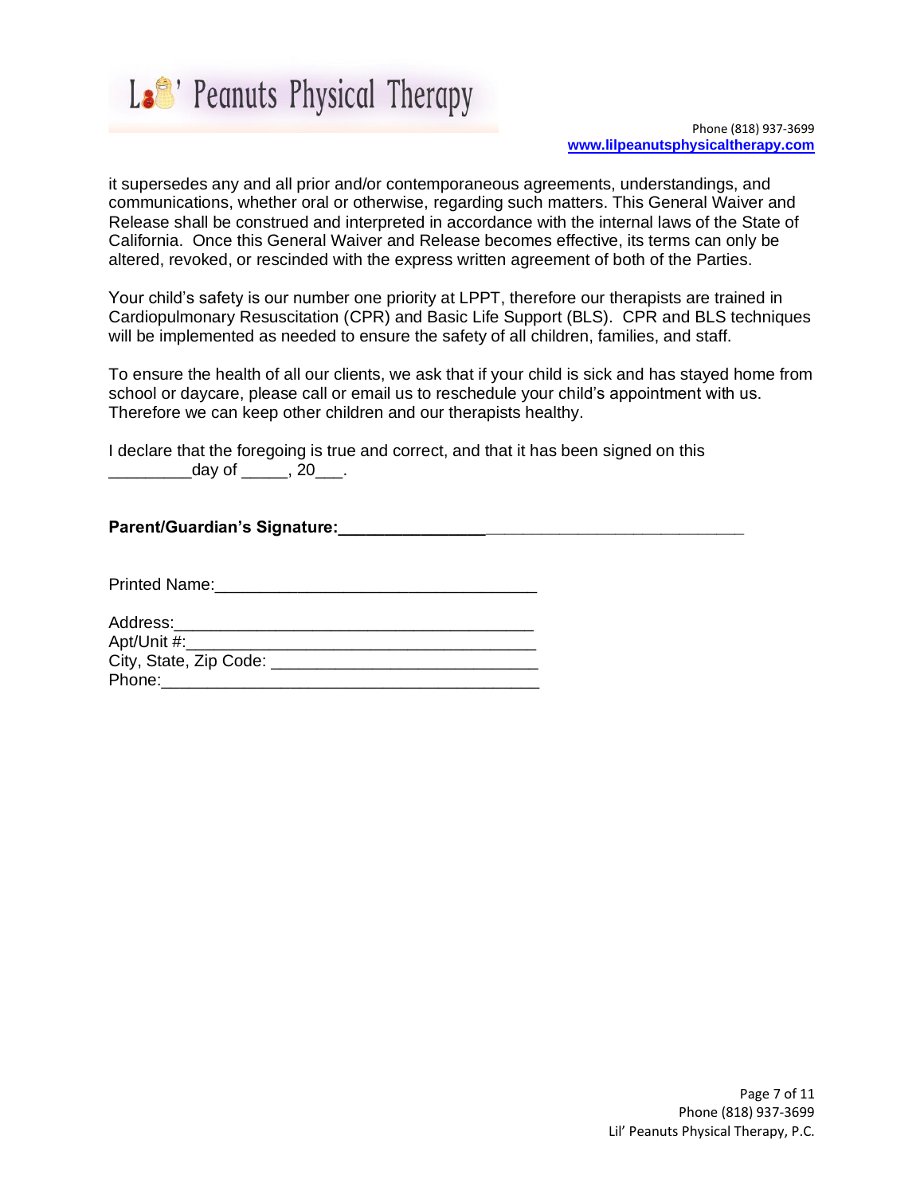it supersedes any and all prior and/or contemporaneous agreements, understandings, and communications, whether oral or otherwise, regarding such matters. This General Waiver and Release shall be construed and interpreted in accordance with the internal laws of the State of California. Once this General Waiver and Release becomes effective, its terms can only be altered, revoked, or rescinded with the express written agreement of both of the Parties.

Your child's safety is our number one priority at LPPT, therefore our therapists are trained in Cardiopulmonary Resuscitation (CPR) and Basic Life Support (BLS). CPR and BLS techniques will be implemented as needed to ensure the safety of all children, families, and staff.

To ensure the health of all our clients, we ask that if your child is sick and has stayed home from school or daycare, please call or email us to reschedule your child's appointment with us. Therefore we can keep other children and our therapists healthy.

I declare that the foregoing is true and correct, and that it has been signed on this _________day of _____, 20___.

**Parent/Guardian's Signature:**_______________________________________________

Printed Name:___________________________________

Address:_____________________________________
Apt/Unit #:____________________________________
City, State, Zip Code: ____________________________
Phone:_______________________________________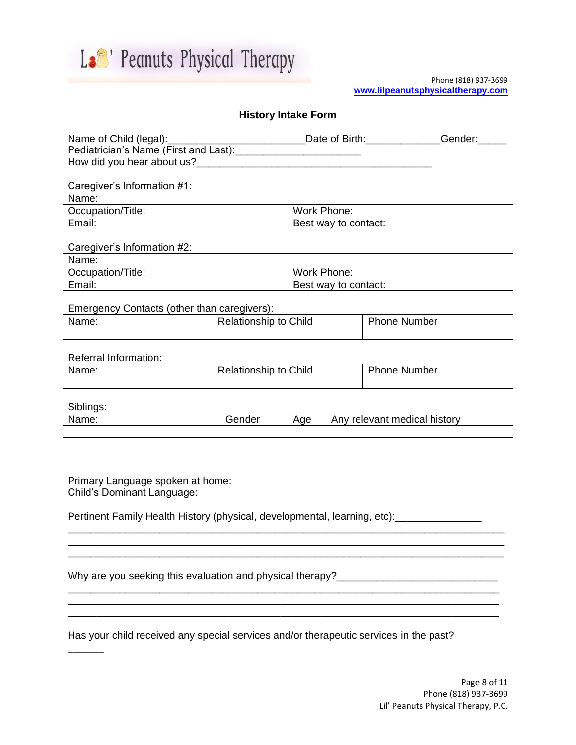# Lil' Peanuts Physical Therapy

Phone (818) 937-3699
www.lilpeanutsphysicaltherapy.com

## History Intake Form

Name of Child (legal):________________________Date of Birth:_____________Gender:_____
Pediatrician's Name (First and Last):______________________
How did you hear about us?__________________________________________

Caregiver's Information #1:

| Name: | |
|---|---|
| Occupation/Title: | Work Phone: |
| Email: | Best way to contact: |

Caregiver's Information #2:

| Name: | |
|---|---|
| Occupation/Title: | Work Phone: |
| Email: | Best way to contact: |

Emergency Contacts (other than caregivers):

| Name: | Relationship to Child | Phone Number |
|---|---|---|
| | | |

Referral Information:

| Name: | Relationship to Child | Phone Number |
|---|---|---|
| | | |

Siblings:

| Name: | Gender | Age | Any relevant medical history |
|---|---|---|---|
| | | | |
| | | | |
| | | | |

Primary Language spoken at home:
Child's Dominant Language:

Pertinent Family Health History (physical, developmental, learning, etc):_______________
_____________________________________________________________________________
_____________________________________________________________________________
_____________________________________________________________________________

Why are you seeking this evaluation and physical therapy?____________________________
_____________________________________________________________________________
_____________________________________________________________________________
_____________________________________________________________________________

Has your child received any special services and/or therapeutic services in the past?
______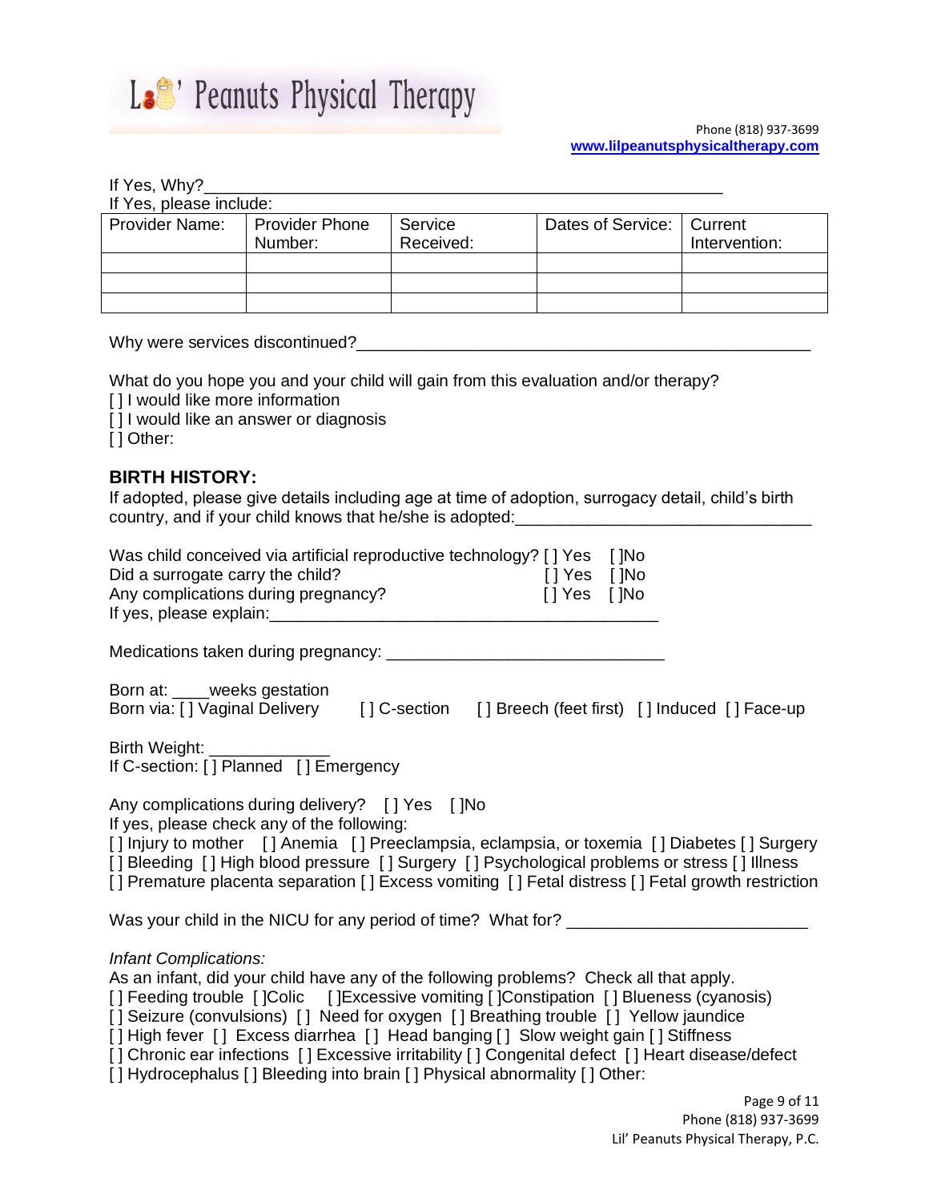If Yes, Why?_______________________________________________________

If Yes, please include:

| Provider Name: | Provider Phone Number: | Service Received: | Dates of Service: | Current Intervention: |
|---|---|---|---|---|
| | | | | |
| | | | | |
| | | | | |

Why were services discontinued?_____________________________________________________

What do you hope you and your child will gain from this evaluation and/or therapy?

[ ] I would like more information
[ ] I would like an answer or diagnosis
[ ] Other:

## BIRTH HISTORY:

If adopted, please give details including age at time of adoption, surrogacy detail, child's birth country, and if your child knows that he/she is adopted:_________________________________

Was child conceived via artificial reproductive technology? [ ] Yes [ ]No
Did a surrogate carry the child? [ ] Yes [ ]No
Any complications during pregnancy? [ ] Yes [ ]No
If yes, please explain:_____________________________________________

Medications taken during pregnancy: ______________________________

Born at: ____weeks gestation
Born via: [ ] Vaginal Delivery [ ] C-section [ ] Breech (feet first) [ ] Induced [ ] Face-up

Birth Weight: _____________
If C-section: [ ] Planned [ ] Emergency

Any complications during delivery? [ ] Yes [ ]No
If yes, please check any of the following:
[ ] Injury to mother [ ] Anemia [ ] Preeclampsia, eclampsia, or toxemia [ ] Diabetes [ ] Surgery
[ ] Bleeding [ ] High blood pressure [ ] Surgery [ ] Psychological problems or stress [ ] Illness
[ ] Premature placenta separation [ ] Excess vomiting [ ] Fetal distress [ ] Fetal growth restriction

Was your child in the NICU for any period of time? What for? __________________________

*Infant Complications:*

As an infant, did your child have any of the following problems? Check all that apply.
[ ] Feeding trouble [ ]Colic [ ]Excessive vomiting [ ]Constipation [ ] Blueness (cyanosis)
[ ] Seizure (convulsions) [ ] Need for oxygen [ ] Breathing trouble [ ] Yellow jaundice
[ ] High fever [ ] Excess diarrhea [ ] Head banging [ ] Slow weight gain [ ] Stiffness
[ ] Chronic ear infections [ ] Excessive irritability [ ] Congenital defect [ ] Heart disease/defect
[ ] Hydrocephalus [ ] Bleeding into brain [ ] Physical abnormality [ ] Other: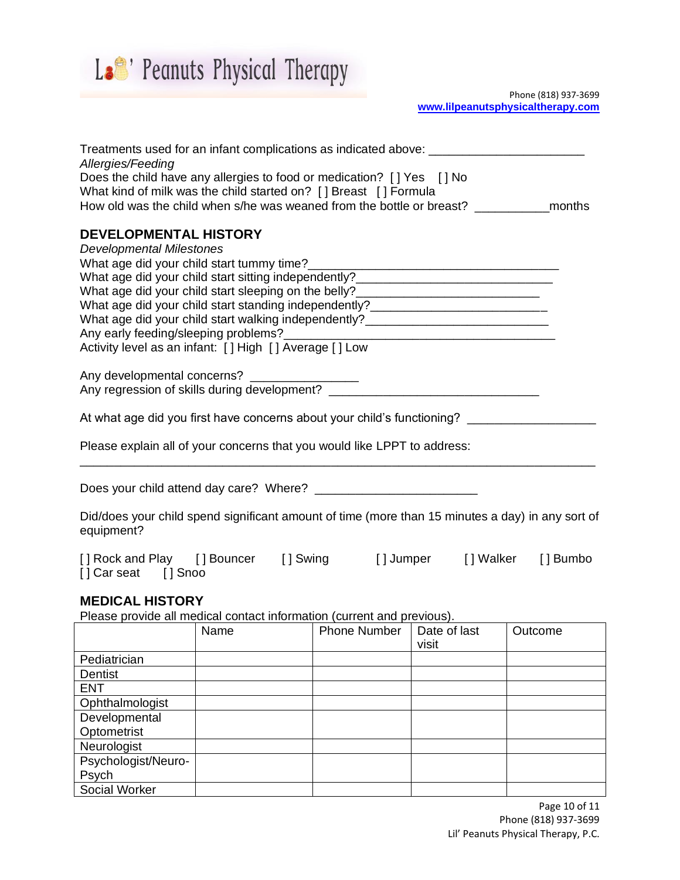Treatments used for an infant complications as indicated above: ______________________

*Allergies/Feeding*

Does the child have any allergies to food or medication? [ ] Yes [ ] No

What kind of milk was the child started on? [ ] Breast [ ] Formula

How old was the child when s/he was weaned from the bottle or breast? ___________months

## DEVELOPMENTAL HISTORY

*Developmental Milestones*

What age did your child start tummy time?___________________________________

What age did your child start sitting independently?_____________________________

What age did your child start sleeping on the belly?___________________________

What age did your child start standing independently?__________________________

What age did your child start walking independently?__________________________

Any early feeding/sleeping problems?_____________________________________

Activity level as an infant: [ ] High [ ] Average [ ] Low

Any developmental concerns? _______________

Any regression of skills during development? ______________________________

At what age did you first have concerns about your child's functioning? _________________

Please explain all of your concerns that you would like LPPT to address:

_________________________________________________________________________

Does your child attend day care? Where? ______________________

Did/does your child spend significant amount of time (more than 15 minutes a day) in any sort of equipment?

[ ] Rock and Play [ ] Bouncer [ ] Swing [ ] Jumper [ ] Walker [ ] Bumbo
[ ] Car seat [ ] Snoo

## MEDICAL HISTORY

Please provide all medical contact information (current and previous).

| | Name | Phone Number | Date of last visit | Outcome |
|---|---|---|---|---|
| Pediatrician | | | | |
| Dentist | | | | |
| ENT | | | | |
| Ophthalmologist | | | | |
| Developmental Optometrist | | | | |
| Neurologist | | | | |
| Psychologist/Neuro-Psych | | | | |
| Social Worker | | | | |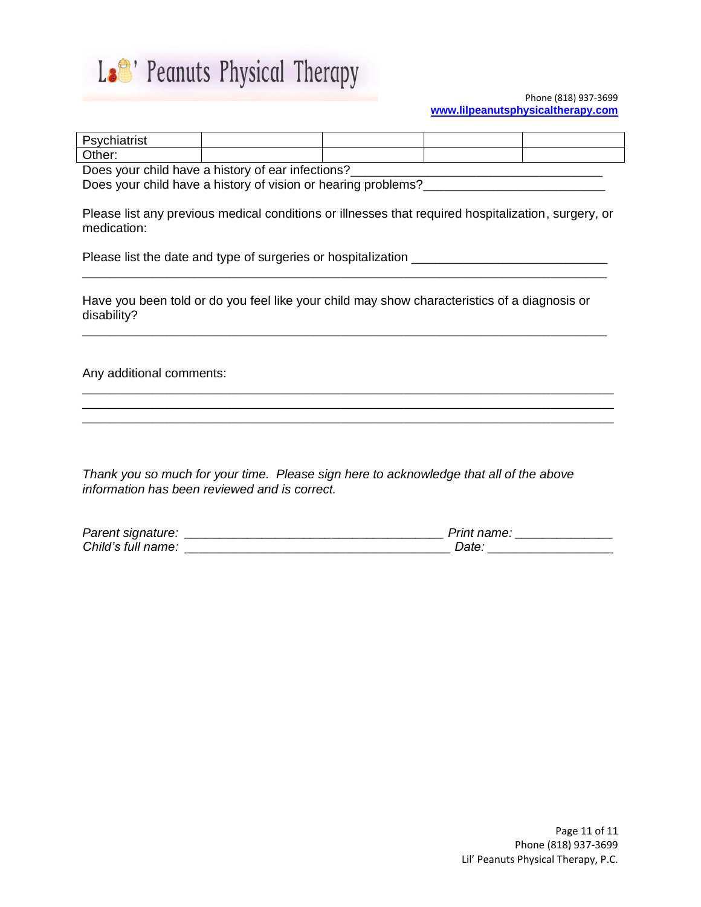| | | | | |
|---|---|---|---|---|
| Psychiatrist | | | | |
| Other: | | | | |

Does your child have a history of ear infections?___________________________________

Does your child have a history of vision or hearing problems?_________________________

Please list any previous medical conditions or illnesses that required hospitalization, surgery, or medication:

Please list the date and type of surgeries or hospitalization ___________________________

_________________________________________________________________________

Have you been told or do you feel like your child may show characteristics of a diagnosis or disability?

_________________________________________________________________________

Any additional comments:

_________________________________________________________________________

_________________________________________________________________________

_________________________________________________________________________

*Thank you so much for your time. Please sign here to acknowledge that all of the above information has been reviewed and is correct.*

*Parent signature:* ___________________________________ *Print name:* _____________

*Child's full name:* ___________________________________ *Date:* _________________